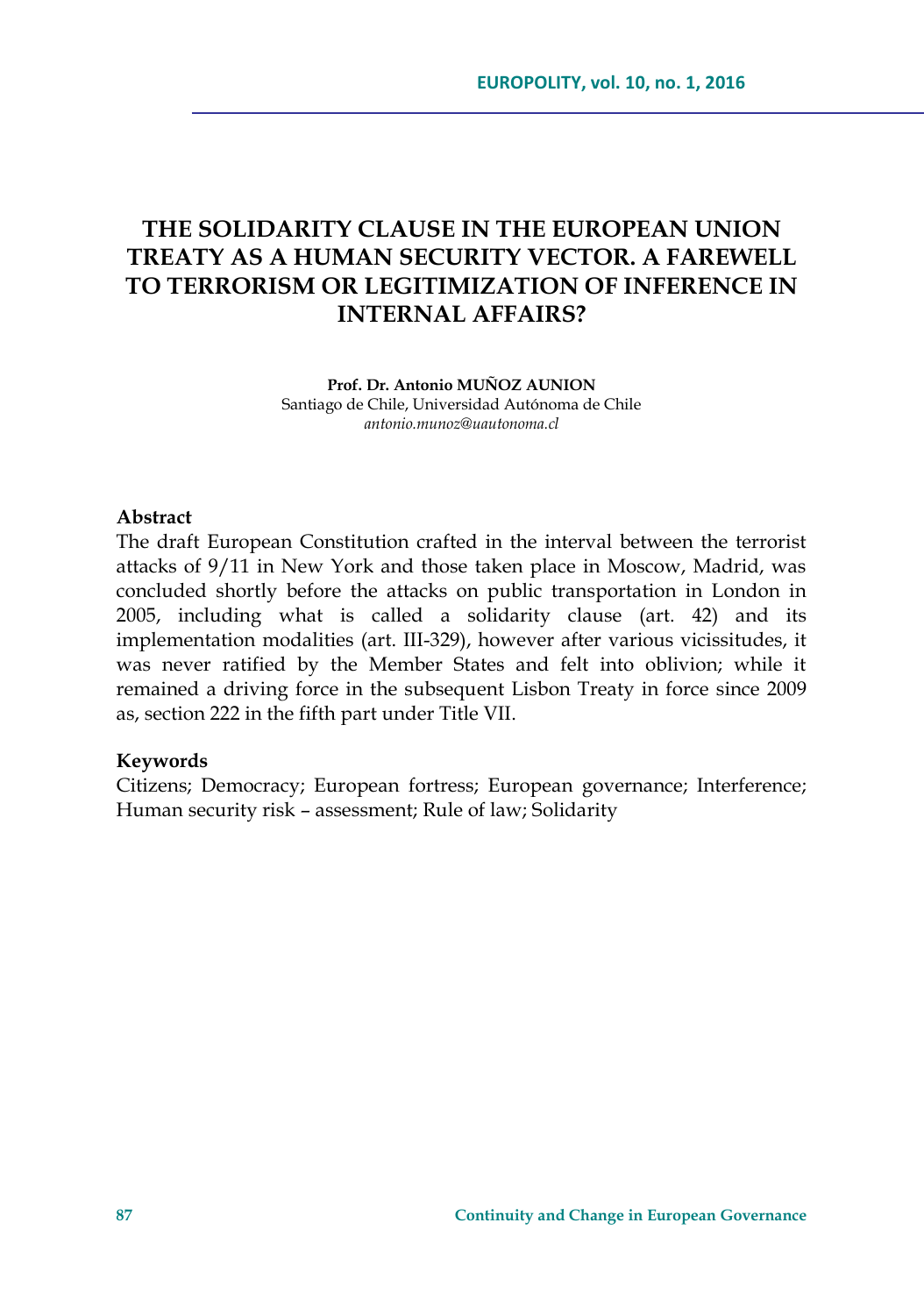# THE SOLIDARITY CLAUSE IN THE EUROPEAN UNION TREATY AS A HUMAN SECURITY VECTOR. A FAREWELL TO TERRORISM OR LEGITIMIZATION OF INFERENCE IN INTERNAL AFFAIRS?

**Prof. Dr. Antonio MUÑOZ AUNION**
Santiago de Chile, Universidad Autónoma de Chile
*antonio.munoz@uautonoma.cl*

**Abstract**

The draft European Constitution crafted in the interval between the terrorist attacks of 9/11 in New York and those taken place in Moscow, Madrid, was concluded shortly before the attacks on public transportation in London in 2005, including what is called a solidarity clause (art. 42) and its implementation modalities (art. III-329), however after various vicissitudes, it was never ratified by the Member States and felt into oblivion; while it remained a driving force in the subsequent Lisbon Treaty in force since 2009 as, section 222 in the fifth part under Title VII.

**Keywords**

Citizens; Democracy; European fortress; European governance; Interference; Human security risk – assessment; Rule of law; Solidarity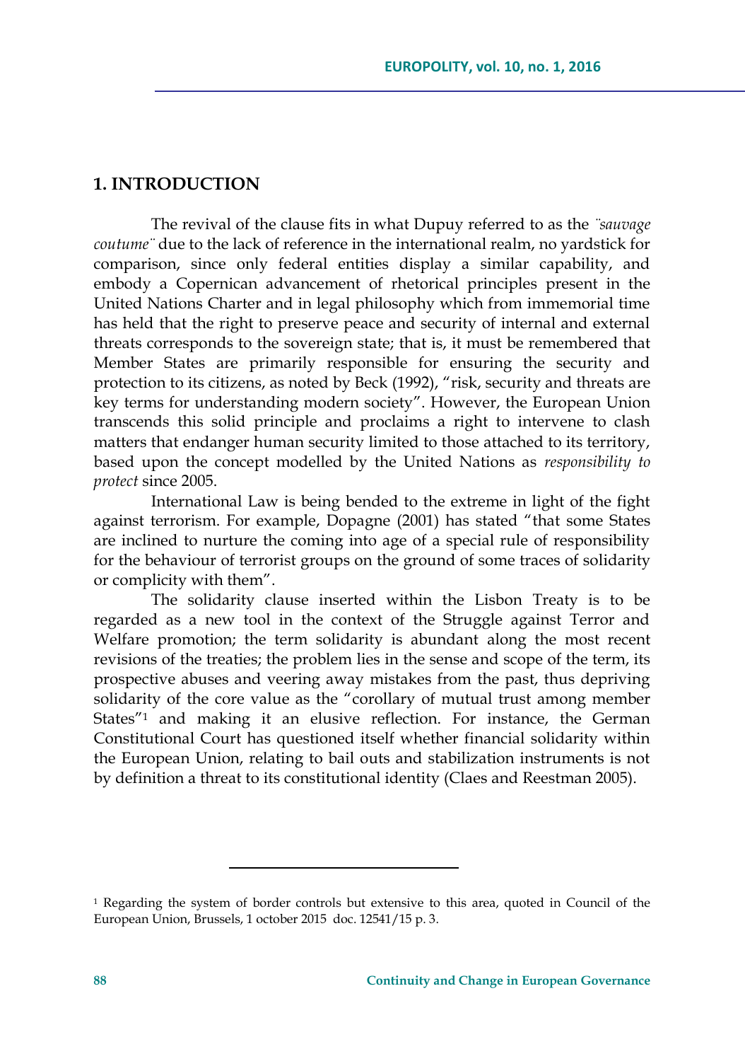## 1. INTRODUCTION

The revival of the clause fits in what Dupuy referred to as the *¨sauvage coutume¨* due to the lack of reference in the international realm, no yardstick for comparison, since only federal entities display a similar capability, and embody a Copernican advancement of rhetorical principles present in the United Nations Charter and in legal philosophy which from immemorial time has held that the right to preserve peace and security of internal and external threats corresponds to the sovereign state; that is, it must be remembered that Member States are primarily responsible for ensuring the security and protection to its citizens, as noted by Beck (1992), "risk, security and threats are key terms for understanding modern society". However, the European Union transcends this solid principle and proclaims a right to intervene to clash matters that endanger human security limited to those attached to its territory, based upon the concept modelled by the United Nations as *responsibility to protect* since 2005.

International Law is being bended to the extreme in light of the fight against terrorism. For example, Dopagne (2001) has stated "that some States are inclined to nurture the coming into age of a special rule of responsibility for the behaviour of terrorist groups on the ground of some traces of solidarity or complicity with them".

The solidarity clause inserted within the Lisbon Treaty is to be regarded as a new tool in the context of the Struggle against Terror and Welfare promotion; the term solidarity is abundant along the most recent revisions of the treaties; the problem lies in the sense and scope of the term, its prospective abuses and veering away mistakes from the past, thus depriving solidarity of the core value as the "corollary of mutual trust among member States"[1] and making it an elusive reflection. For instance, the German Constitutional Court has questioned itself whether financial solidarity within the European Union, relating to bail outs and stabilization instruments is not by definition a threat to its constitutional identity (Claes and Reestman 2005).

---

[1] Regarding the system of border controls but extensive to this area, quoted in Council of the European Union, Brussels, 1 october 2015 doc. 12541/15 p. 3.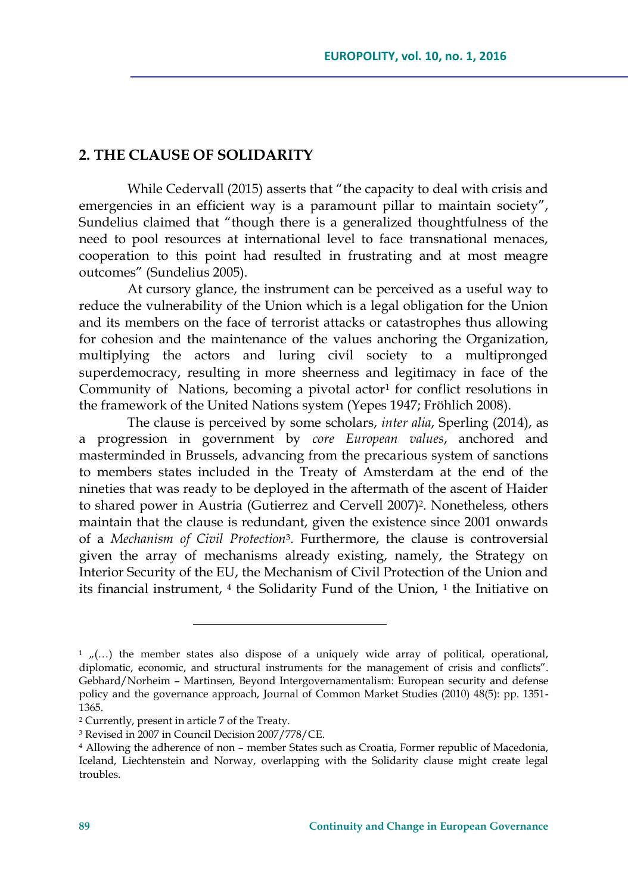## 2. THE CLAUSE OF SOLIDARITY

While Cedervall (2015) asserts that "the capacity to deal with crisis and emergencies in an efficient way is a paramount pillar to maintain society", Sundelius claimed that "though there is a generalized thoughtfulness of the need to pool resources at international level to face transnational menaces, cooperation to this point had resulted in frustrating and at most meagre outcomes" (Sundelius 2005).

At cursory glance, the instrument can be perceived as a useful way to reduce the vulnerability of the Union which is a legal obligation for the Union and its members on the face of terrorist attacks or catastrophes thus allowing for cohesion and the maintenance of the values anchoring the Organization, multiplying the actors and luring civil society to a multipronged superdemocracy, resulting in more sheerness and legitimacy in face of the Community of Nations, becoming a pivotal actor[1] for conflict resolutions in the framework of the United Nations system (Yepes 1947; Fröhlich 2008).

The clause is perceived by some scholars, *inter alia*, Sperling (2014), as a progression in government by *core European values*, anchored and masterminded in Brussels, advancing from the precarious system of sanctions to members states included in the Treaty of Amsterdam at the end of the nineties that was ready to be deployed in the aftermath of the ascent of Haider to shared power in Austria (Gutierrez and Cervell 2007)[2]. Nonetheless, others maintain that the clause is redundant, given the existence since 2001 onwards of a *Mechanism of Civil Protection*[3]. Furthermore, the clause is controversial given the array of mechanisms already existing, namely, the Strategy on Interior Security of the EU, the Mechanism of Civil Protection of the Union and its financial instrument, [4] the Solidarity Fund of the Union, [1] the Initiative on

---

[1] „(…) the member states also dispose of a uniquely wide array of political, operational, diplomatic, economic, and structural instruments for the management of crisis and conflicts". Gebhard/Norheim – Martinsen, Beyond Intergovernamentalism: European security and defense policy and the governance approach, Journal of Common Market Studies (2010) 48(5): pp. 1351-1365.

[2] Currently, present in article 7 of the Treaty.

[3] Revised in 2007 in Council Decision 2007/778/CE.

[4] Allowing the adherence of non – member States such as Croatia, Former republic of Macedonia, Iceland, Liechtenstein and Norway, overlapping with the Solidarity clause might create legal troubles.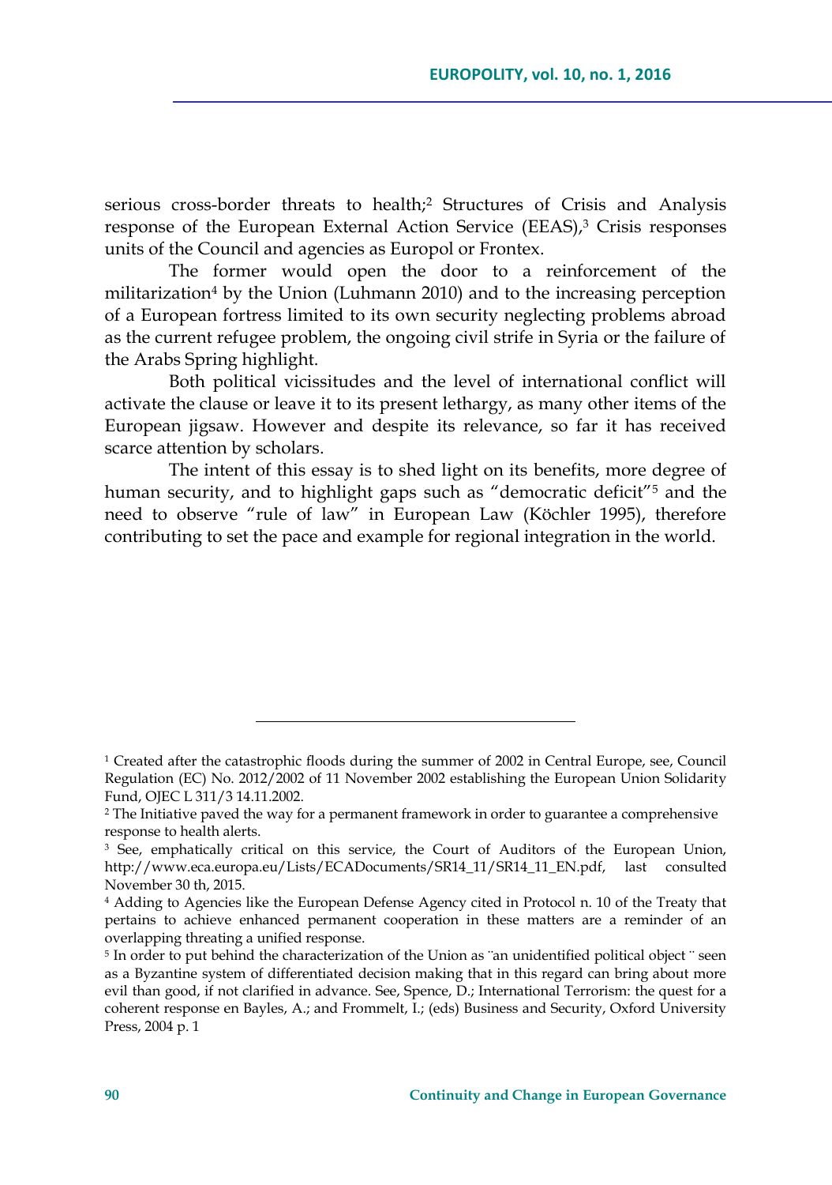serious cross-border threats to health;[2] Structures of Crisis and Analysis response of the European External Action Service (EEAS),[3] Crisis responses units of the Council and agencies as Europol or Frontex.

The former would open the door to a reinforcement of the militarization[4] by the Union (Luhmann 2010) and to the increasing perception of a European fortress limited to its own security neglecting problems abroad as the current refugee problem, the ongoing civil strife in Syria or the failure of the Arabs Spring highlight.

Both political vicissitudes and the level of international conflict will activate the clause or leave it to its present lethargy, as many other items of the European jigsaw. However and despite its relevance, so far it has received scarce attention by scholars.

The intent of this essay is to shed light on its benefits, more degree of human security, and to highlight gaps such as "democratic deficit"[5] and the need to observe "rule of law" in European Law (Köchler 1995), therefore contributing to set the pace and example for regional integration in the world.

---

[1] Created after the catastrophic floods during the summer of 2002 in Central Europe, see, Council Regulation (EC) No. 2012/2002 of 11 November 2002 establishing the European Union Solidarity Fund, OJEC L 311/3 14.11.2002.

[2] The Initiative paved the way for a permanent framework in order to guarantee a comprehensive response to health alerts.

[3] See, emphatically critical on this service, the Court of Auditors of the European Union, http://www.eca.europa.eu/Lists/ECADocuments/SR14_11/SR14_11_EN.pdf, last consulted November 30 th, 2015.

[4] Adding to Agencies like the European Defense Agency cited in Protocol n. 10 of the Treaty that pertains to achieve enhanced permanent cooperation in these matters are a reminder of an overlapping threating a unified response.

[5] In order to put behind the characterization of the Union as ¨an unidentified political object ¨ seen as a Byzantine system of differentiated decision making that in this regard can bring about more evil than good, if not clarified in advance. See, Spence, D.; International Terrorism: the quest for a coherent response en Bayles, A.; and Frommelt, I.; (eds) Business and Security, Oxford University Press, 2004 p. 1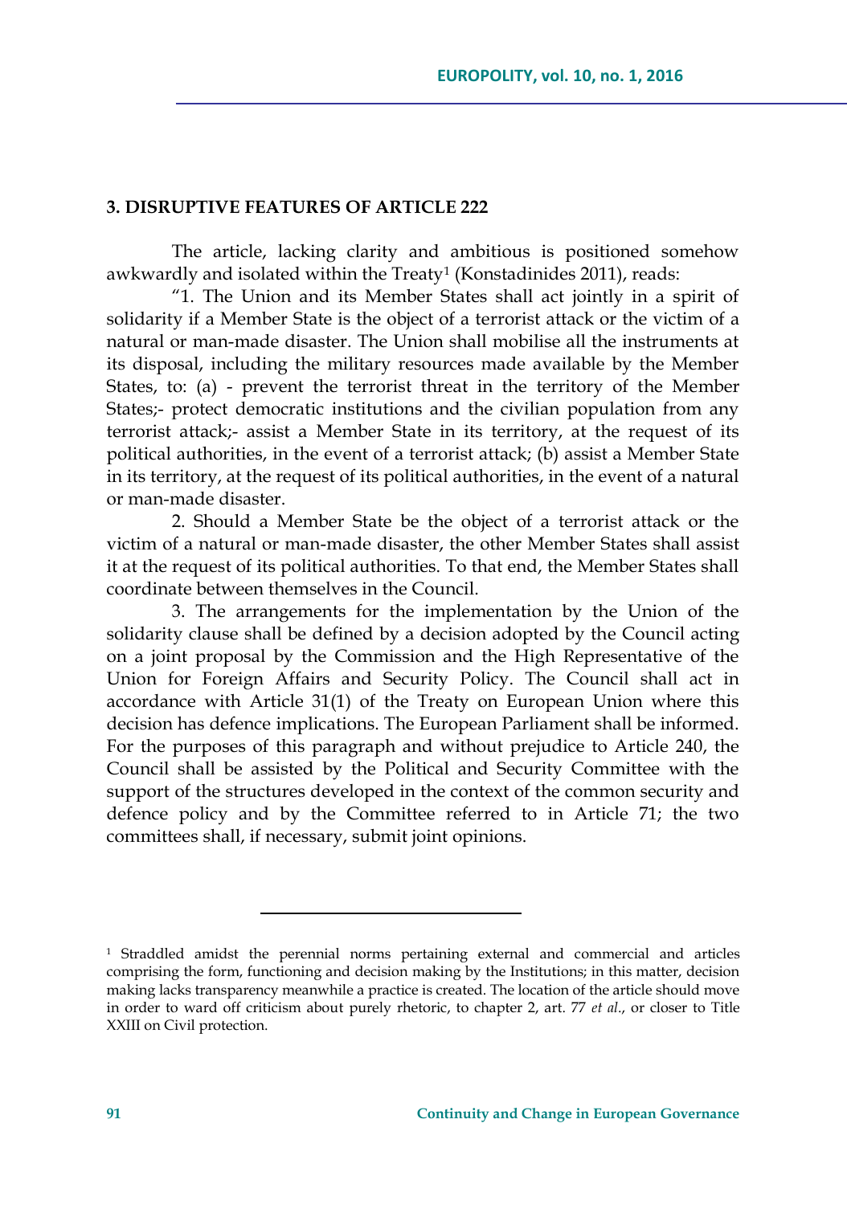### 3. DISRUPTIVE FEATURES OF ARTICLE 222

The article, lacking clarity and ambitious is positioned somehow awkwardly and isolated within the Treaty[1] (Konstadinides 2011), reads:

"1. The Union and its Member States shall act jointly in a spirit of solidarity if a Member State is the object of a terrorist attack or the victim of a natural or man-made disaster. The Union shall mobilise all the instruments at its disposal, including the military resources made available by the Member States, to: (a) - prevent the terrorist threat in the territory of the Member States;- protect democratic institutions and the civilian population from any terrorist attack;- assist a Member State in its territory, at the request of its political authorities, in the event of a terrorist attack; (b) assist a Member State in its territory, at the request of its political authorities, in the event of a natural or man-made disaster.

2. Should a Member State be the object of a terrorist attack or the victim of a natural or man-made disaster, the other Member States shall assist it at the request of its political authorities. To that end, the Member States shall coordinate between themselves in the Council.

3. The arrangements for the implementation by the Union of the solidarity clause shall be defined by a decision adopted by the Council acting on a joint proposal by the Commission and the High Representative of the Union for Foreign Affairs and Security Policy. The Council shall act in accordance with Article 31(1) of the Treaty on European Union where this decision has defence implications. The European Parliament shall be informed. For the purposes of this paragraph and without prejudice to Article 240, the Council shall be assisted by the Political and Security Committee with the support of the structures developed in the context of the common security and defence policy and by the Committee referred to in Article 71; the two committees shall, if necessary, submit joint opinions.

---

[1] Straddled amidst the perennial norms pertaining external and commercial and articles comprising the form, functioning and decision making by the Institutions; in this matter, decision making lacks transparency meanwhile a practice is created. The location of the article should move in order to ward off criticism about purely rhetoric, to chapter 2, art. 77 *et al.*, or closer to Title XXIII on Civil protection.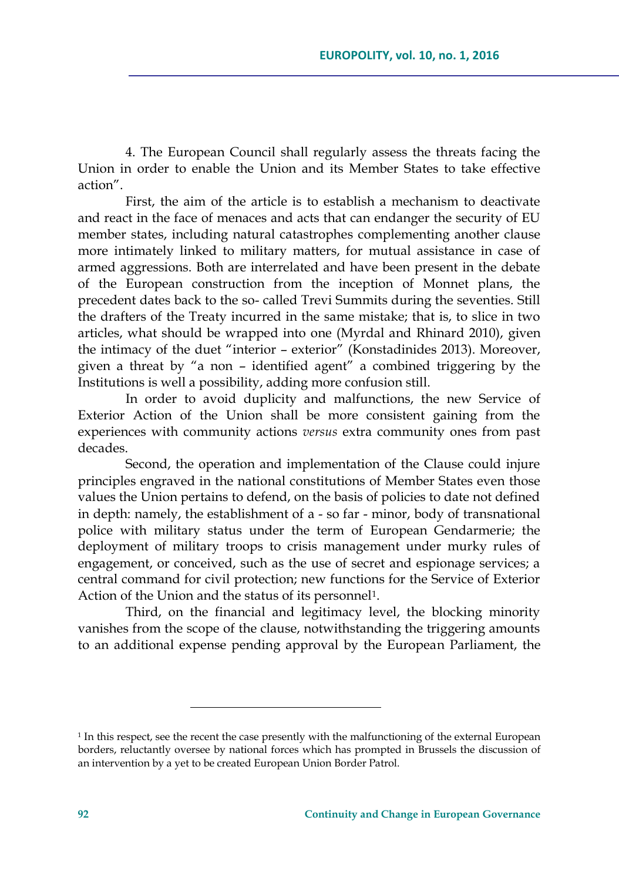4. The European Council shall regularly assess the threats facing the Union in order to enable the Union and its Member States to take effective action".

First, the aim of the article is to establish a mechanism to deactivate and react in the face of menaces and acts that can endanger the security of EU member states, including natural catastrophes complementing another clause more intimately linked to military matters, for mutual assistance in case of armed aggressions. Both are interrelated and have been present in the debate of the European construction from the inception of Monnet plans, the precedent dates back to the so- called Trevi Summits during the seventies. Still the drafters of the Treaty incurred in the same mistake; that is, to slice in two articles, what should be wrapped into one (Myrdal and Rhinard 2010), given the intimacy of the duet "interior – exterior" (Konstadinides 2013). Moreover, given a threat by "a non – identified agent" a combined triggering by the Institutions is well a possibility, adding more confusion still.

In order to avoid duplicity and malfunctions, the new Service of Exterior Action of the Union shall be more consistent gaining from the experiences with community actions *versus* extra community ones from past decades.

Second, the operation and implementation of the Clause could injure principles engraved in the national constitutions of Member States even those values the Union pertains to defend, on the basis of policies to date not defined in depth: namely, the establishment of a - so far - minor, body of transnational police with military status under the term of European Gendarmerie; the deployment of military troops to crisis management under murky rules of engagement, or conceived, such as the use of secret and espionage services; a central command for civil protection; new functions for the Service of Exterior Action of the Union and the status of its personnel[1].

Third, on the financial and legitimacy level, the blocking minority vanishes from the scope of the clause, notwithstanding the triggering amounts to an additional expense pending approval by the European Parliament, the

[1] In this respect, see the recent the case presently with the malfunctioning of the external European borders, reluctantly oversee by national forces which has prompted in Brussels the discussion of an intervention by a yet to be created European Union Border Patrol.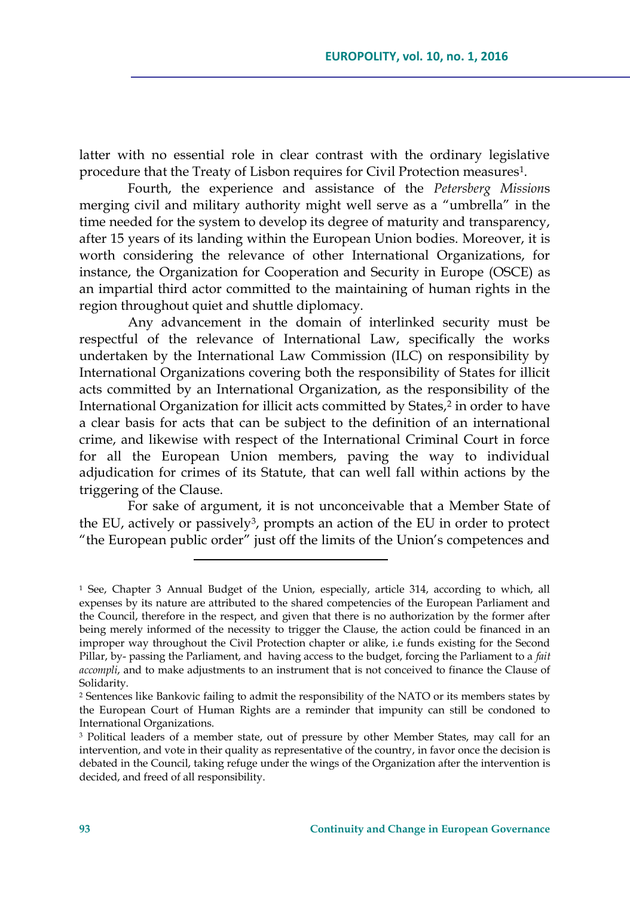latter with no essential role in clear contrast with the ordinary legislative procedure that the Treaty of Lisbon requires for Civil Protection measures[1].

Fourth, the experience and assistance of the *Petersberg Mission*s merging civil and military authority might well serve as a "umbrella" in the time needed for the system to develop its degree of maturity and transparency, after 15 years of its landing within the European Union bodies. Moreover, it is worth considering the relevance of other International Organizations, for instance, the Organization for Cooperation and Security in Europe (OSCE) as an impartial third actor committed to the maintaining of human rights in the region throughout quiet and shuttle diplomacy.

Any advancement in the domain of interlinked security must be respectful of the relevance of International Law, specifically the works undertaken by the International Law Commission (ILC) on responsibility by International Organizations covering both the responsibility of States for illicit acts committed by an International Organization, as the responsibility of the International Organization for illicit acts committed by States,[2] in order to have a clear basis for acts that can be subject to the definition of an international crime, and likewise with respect of the International Criminal Court in force for all the European Union members, paving the way to individual adjudication for crimes of its Statute, that can well fall within actions by the triggering of the Clause.

For sake of argument, it is not unconceivable that a Member State of the EU, actively or passively[3], prompts an action of the EU in order to protect "the European public order" just off the limits of the Union's competences and

---

[1] See, Chapter 3 Annual Budget of the Union, especially, article 314, according to which, all expenses by its nature are attributed to the shared competencies of the European Parliament and the Council, therefore in the respect, and given that there is no authorization by the former after being merely informed of the necessity to trigger the Clause, the action could be financed in an improper way throughout the Civil Protection chapter or alike, i.e funds existing for the Second Pillar, by- passing the Parliament, and having access to the budget, forcing the Parliament to a *fait accompli*, and to make adjustments to an instrument that is not conceived to finance the Clause of Solidarity.

[2] Sentences like Bankovic failing to admit the responsibility of the NATO or its members states by the European Court of Human Rights are a reminder that impunity can still be condoned to International Organizations.

[3] Political leaders of a member state, out of pressure by other Member States, may call for an intervention, and vote in their quality as representative of the country, in favor once the decision is debated in the Council, taking refuge under the wings of the Organization after the intervention is decided, and freed of all responsibility.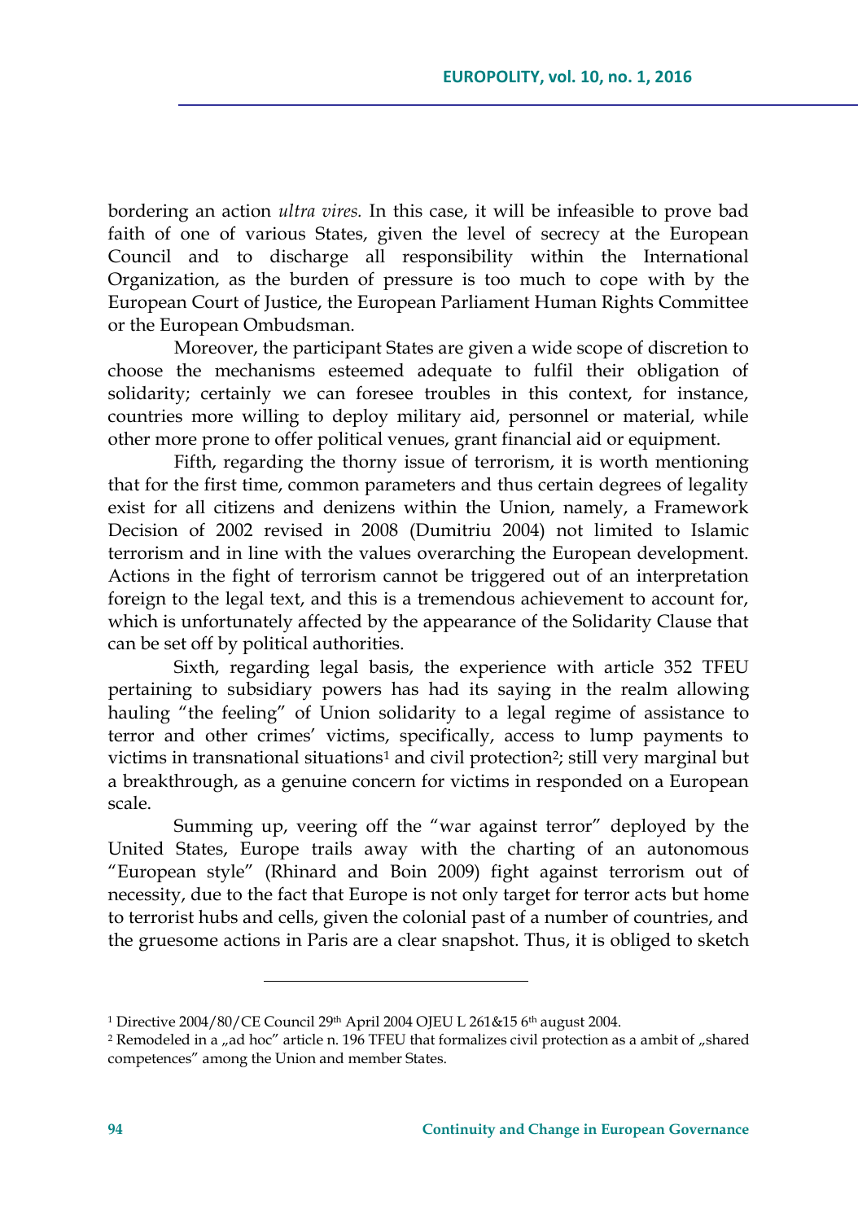bordering an action *ultra vires.* In this case, it will be infeasible to prove bad faith of one of various States, given the level of secrecy at the European Council and to discharge all responsibility within the International Organization, as the burden of pressure is too much to cope with by the European Court of Justice, the European Parliament Human Rights Committee or the European Ombudsman.

Moreover, the participant States are given a wide scope of discretion to choose the mechanisms esteemed adequate to fulfil their obligation of solidarity; certainly we can foresee troubles in this context, for instance, countries more willing to deploy military aid, personnel or material, while other more prone to offer political venues, grant financial aid or equipment.

Fifth, regarding the thorny issue of terrorism, it is worth mentioning that for the first time, common parameters and thus certain degrees of legality exist for all citizens and denizens within the Union, namely, a Framework Decision of 2002 revised in 2008 (Dumitriu 2004) not limited to Islamic terrorism and in line with the values overarching the European development. Actions in the fight of terrorism cannot be triggered out of an interpretation foreign to the legal text, and this is a tremendous achievement to account for, which is unfortunately affected by the appearance of the Solidarity Clause that can be set off by political authorities.

Sixth, regarding legal basis, the experience with article 352 TFEU pertaining to subsidiary powers has had its saying in the realm allowing hauling "the feeling" of Union solidarity to a legal regime of assistance to terror and other crimes' victims, specifically, access to lump payments to victims in transnational situations[1] and civil protection[2]; still very marginal but a breakthrough, as a genuine concern for victims in responded on a European scale.

Summing up, veering off the "war against terror" deployed by the United States, Europe trails away with the charting of an autonomous "European style" (Rhinard and Boin 2009) fight against terrorism out of necessity, due to the fact that Europe is not only target for terror acts but home to terrorist hubs and cells, given the colonial past of a number of countries, and the gruesome actions in Paris are a clear snapshot. Thus, it is obliged to sketch

---

[1] Directive 2004/80/CE Council 29th April 2004 OJEU L 261&15 6th august 2004.

[2] Remodeled in a „ad hoc" article n. 196 TFEU that formalizes civil protection as a ambit of „shared competences" among the Union and member States.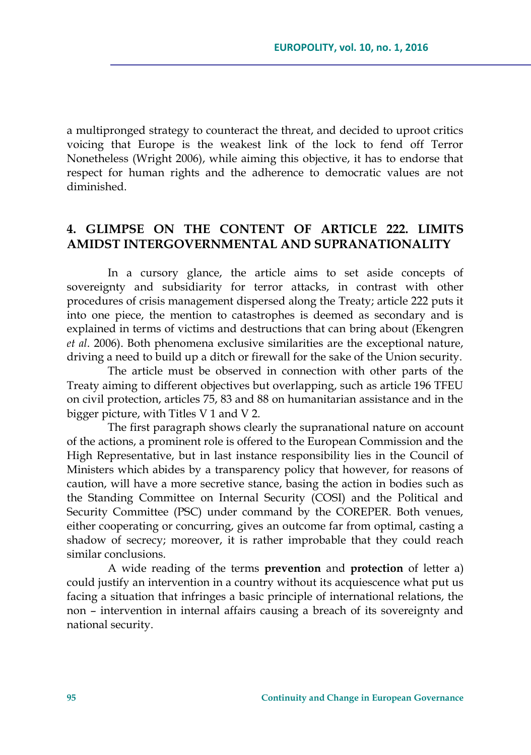a multipronged strategy to counteract the threat, and decided to uproot critics voicing that Europe is the weakest link of the lock to fend off Terror Nonetheless (Wright 2006), while aiming this objective, it has to endorse that respect for human rights and the adherence to democratic values are not diminished.

## 4. GLIMPSE ON THE CONTENT OF ARTICLE 222. LIMITS AMIDST INTERGOVERNMENTAL AND SUPRANATIONALITY

In a cursory glance, the article aims to set aside concepts of sovereignty and subsidiarity for terror attacks, in contrast with other procedures of crisis management dispersed along the Treaty; article 222 puts it into one piece, the mention to catastrophes is deemed as secondary and is explained in terms of victims and destructions that can bring about (Ekengren *et al*. 2006). Both phenomena exclusive similarities are the exceptional nature, driving a need to build up a ditch or firewall for the sake of the Union security.

The article must be observed in connection with other parts of the Treaty aiming to different objectives but overlapping, such as article 196 TFEU on civil protection, articles 75, 83 and 88 on humanitarian assistance and in the bigger picture, with Titles V 1 and V 2.

The first paragraph shows clearly the supranational nature on account of the actions, a prominent role is offered to the European Commission and the High Representative, but in last instance responsibility lies in the Council of Ministers which abides by a transparency policy that however, for reasons of caution, will have a more secretive stance, basing the action in bodies such as the Standing Committee on Internal Security (COSI) and the Political and Security Committee (PSC) under command by the COREPER. Both venues, either cooperating or concurring, gives an outcome far from optimal, casting a shadow of secrecy; moreover, it is rather improbable that they could reach similar conclusions.

A wide reading of the terms **prevention** and **protection** of letter a) could justify an intervention in a country without its acquiescence what put us facing a situation that infringes a basic principle of international relations, the non – intervention in internal affairs causing a breach of its sovereignty and national security.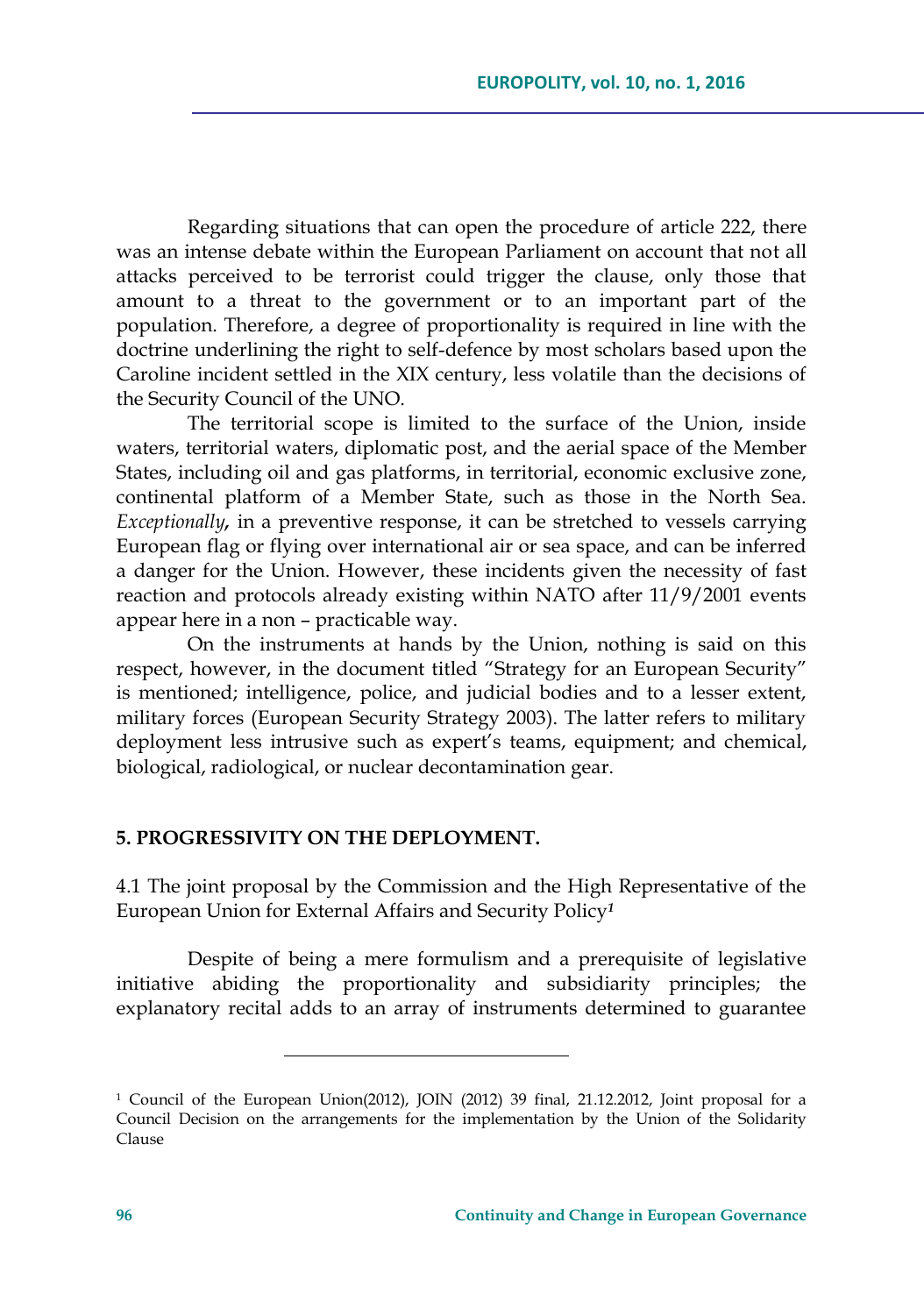Regarding situations that can open the procedure of article 222, there was an intense debate within the European Parliament on account that not all attacks perceived to be terrorist could trigger the clause, only those that amount to a threat to the government or to an important part of the population. Therefore, a degree of proportionality is required in line with the doctrine underlining the right to self-defence by most scholars based upon the Caroline incident settled in the XIX century, less volatile than the decisions of the Security Council of the UNO.

The territorial scope is limited to the surface of the Union, inside waters, territorial waters, diplomatic post, and the aerial space of the Member States, including oil and gas platforms, in territorial, economic exclusive zone, continental platform of a Member State, such as those in the North Sea. *Exceptionally*, in a preventive response, it can be stretched to vessels carrying European flag or flying over international air or sea space, and can be inferred a danger for the Union. However, these incidents given the necessity of fast reaction and protocols already existing within NATO after 11/9/2001 events appear here in a non – practicable way.

On the instruments at hands by the Union, nothing is said on this respect, however, in the document titled "Strategy for an European Security" is mentioned; intelligence, police, and judicial bodies and to a lesser extent, military forces (European Security Strategy 2003). The latter refers to military deployment less intrusive such as expert's teams, equipment; and chemical, biological, radiological, or nuclear decontamination gear.

## 5. PROGRESSIVITY ON THE DEPLOYMENT.

### 4.1 The joint proposal by the Commission and the High Representative of the European Union for External Affairs and Security Policy[1]

Despite of being a mere formulism and a prerequisite of legislative initiative abiding the proportionality and subsidiarity principles; the explanatory recital adds to an array of instruments determined to guarantee

---

[1] Council of the European Union(2012), JOIN (2012) 39 final, 21.12.2012, Joint proposal for a Council Decision on the arrangements for the implementation by the Union of the Solidarity Clause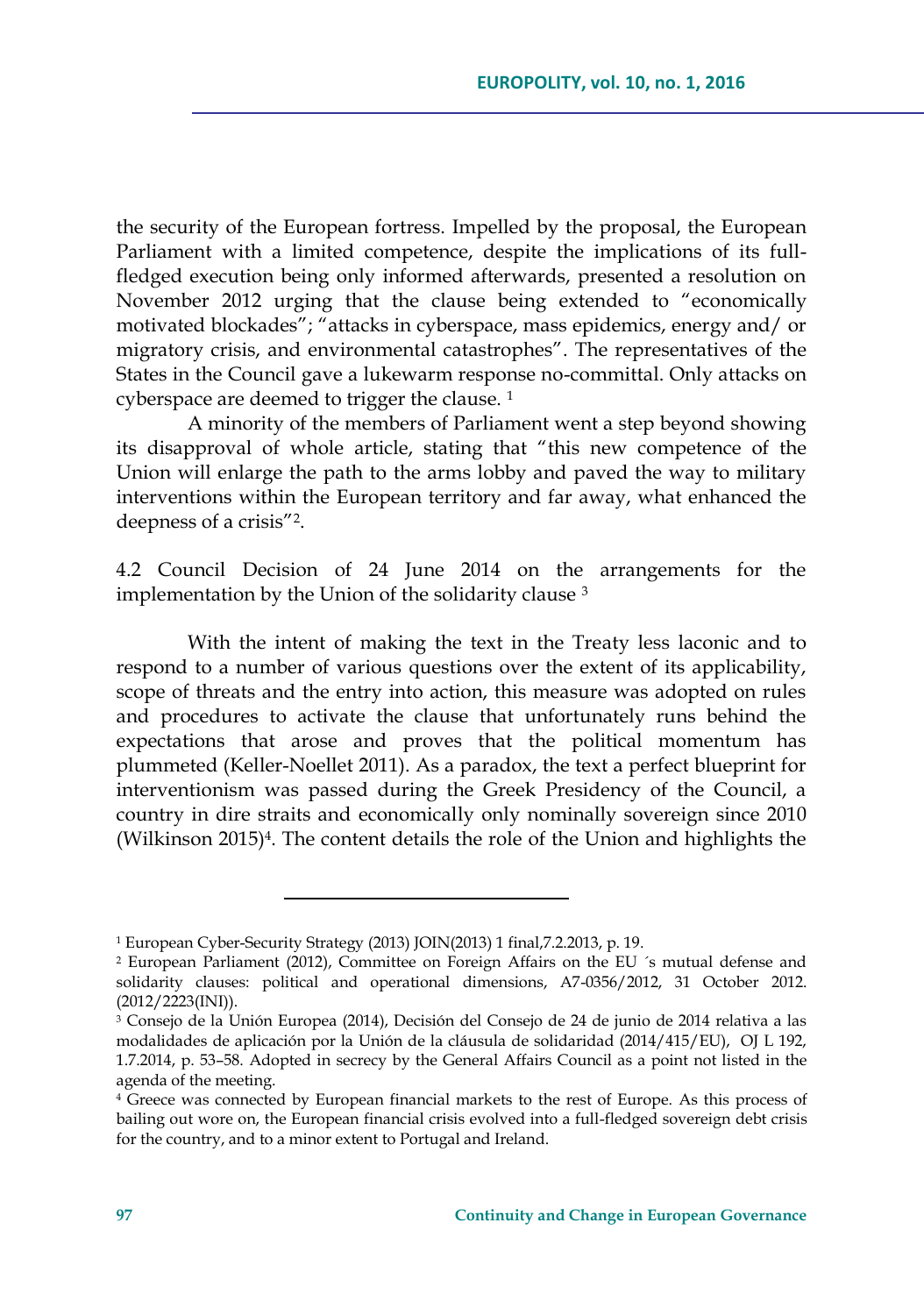the security of the European fortress. Impelled by the proposal, the European Parliament with a limited competence, despite the implications of its full-fledged execution being only informed afterwards, presented a resolution on November 2012 urging that the clause being extended to "economically motivated blockades"; "attacks in cyberspace, mass epidemics, energy and/ or migratory crisis, and environmental catastrophes". The representatives of the States in the Council gave a lukewarm response no-committal. Only attacks on cyberspace are deemed to trigger the clause. [1]

A minority of the members of Parliament went a step beyond showing its disapproval of whole article, stating that "this new competence of the Union will enlarge the path to the arms lobby and paved the way to military interventions within the European territory and far away, what enhanced the deepness of a crisis"[2].

4.2 Council Decision of 24 June 2014 on the arrangements for the implementation by the Union of the solidarity clause [3]

With the intent of making the text in the Treaty less laconic and to respond to a number of various questions over the extent of its applicability, scope of threats and the entry into action, this measure was adopted on rules and procedures to activate the clause that unfortunately runs behind the expectations that arose and proves that the political momentum has plummeted (Keller-Noellet 2011). As a paradox, the text a perfect blueprint for interventionism was passed during the Greek Presidency of the Council, a country in dire straits and economically only nominally sovereign since 2010 (Wilkinson 2015)[4]. The content details the role of the Union and highlights the

---

[1] European Cyber-Security Strategy (2013) JOIN(2013) 1 final,7.2.2013, p. 19.

[2] European Parliament (2012), Committee on Foreign Affairs on the EU ´s mutual defense and solidarity clauses: political and operational dimensions, A7-0356/2012, 31 October 2012. (2012/2223(INI)).

[3] Consejo de la Unión Europea (2014), Decisión del Consejo de 24 de junio de 2014 relativa a las modalidades de aplicación por la Unión de la cláusula de solidaridad (2014/415/EU), OJ L 192, 1.7.2014, p. 53–58. Adopted in secrecy by the General Affairs Council as a point not listed in the agenda of the meeting.

[4] Greece was connected by European financial markets to the rest of Europe. As this process of bailing out wore on, the European financial crisis evolved into a full-fledged sovereign debt crisis for the country, and to a minor extent to Portugal and Ireland.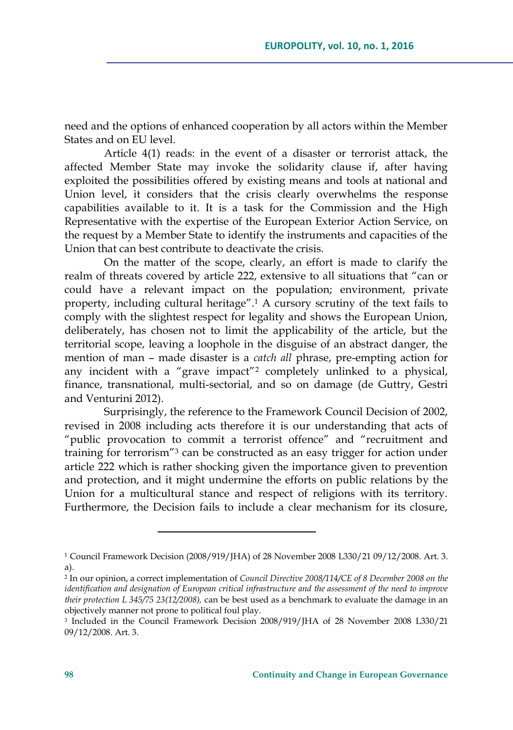need and the options of enhanced cooperation by all actors within the Member States and on EU level.

Article 4(1) reads: in the event of a disaster or terrorist attack, the affected Member State may invoke the solidarity clause if, after having exploited the possibilities offered by existing means and tools at national and Union level, it considers that the crisis clearly overwhelms the response capabilities available to it. It is a task for the Commission and the High Representative with the expertise of the European Exterior Action Service, on the request by a Member State to identify the instruments and capacities of the Union that can best contribute to deactivate the crisis.

On the matter of the scope, clearly, an effort is made to clarify the realm of threats covered by article 222, extensive to all situations that "can or could have a relevant impact on the population; environment, private property, including cultural heritage".[1] A cursory scrutiny of the text fails to comply with the slightest respect for legality and shows the European Union, deliberately, has chosen not to limit the applicability of the article, but the territorial scope, leaving a loophole in the disguise of an abstract danger, the mention of man – made disaster is a *catch all* phrase, pre-empting action for any incident with a "grave impact"[2] completely unlinked to a physical, finance, transnational, multi-sectorial, and so on damage (de Guttry, Gestri and Venturini 2012).

Surprisingly, the reference to the Framework Council Decision of 2002, revised in 2008 including acts therefore it is our understanding that acts of "public provocation to commit a terrorist offence" and "recruitment and training for terrorism"[3] can be constructed as an easy trigger for action under article 222 which is rather shocking given the importance given to prevention and protection, and it might undermine the efforts on public relations by the Union for a multicultural stance and respect of religions with its territory. Furthermore, the Decision fails to include a clear mechanism for its closure,

---

[1] Council Framework Decision (2008/919/JHA) of 28 November 2008 L330/21 09/12/2008. Art. 3. a).

[2] In our opinion, a correct implementation of *Council Directive 2008/114/CE of 8 December 2008 on the identification and designation of European critical infrastructure and the assessment of the need to improve their protection L 345/75 23(12/2008),* can be best used as a benchmark to evaluate the damage in an objectively manner not prone to political foul play.

[3] Included in the Council Framework Decision 2008/919/JHA of 28 November 2008 L330/21 09/12/2008. Art. 3.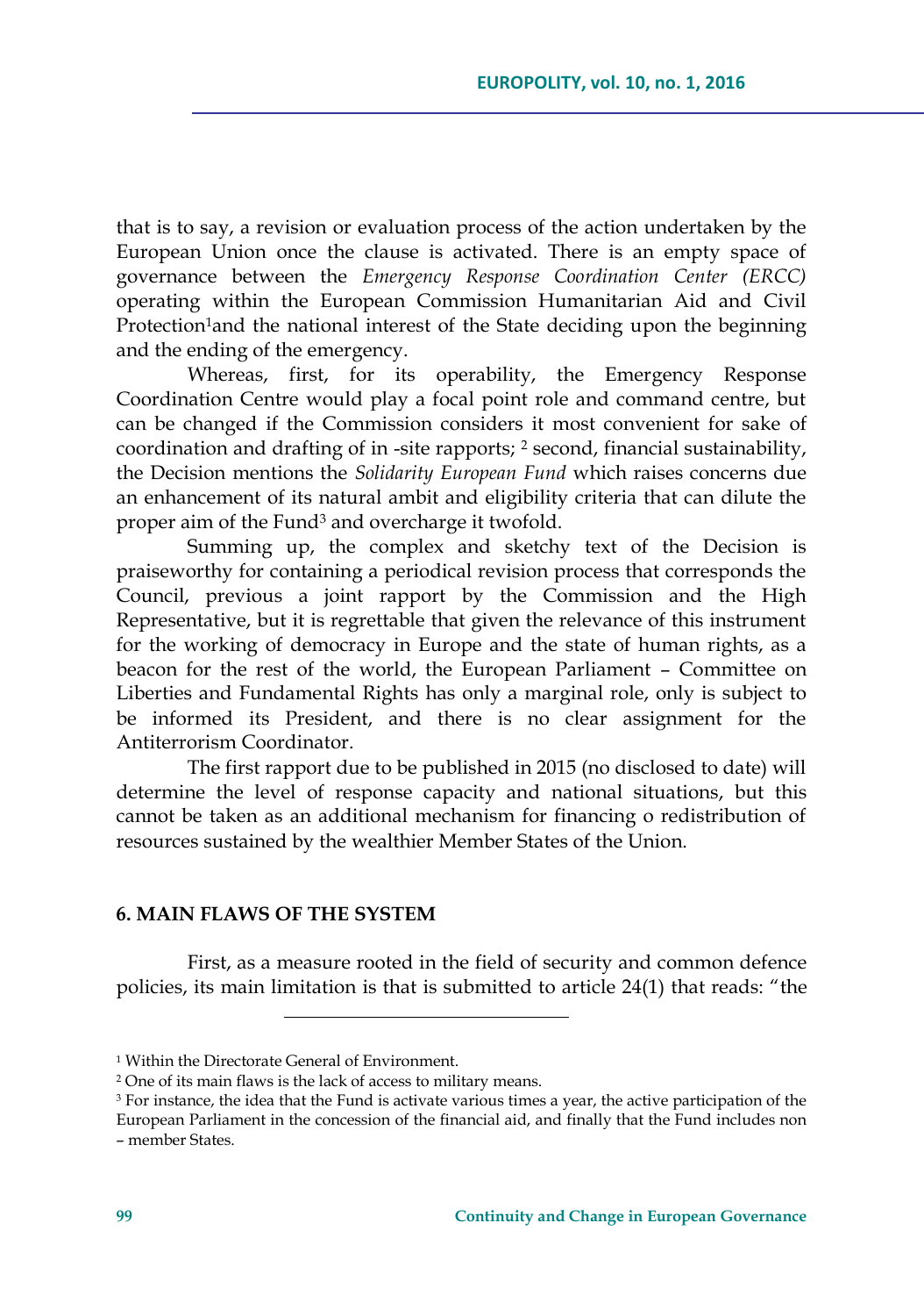that is to say, a revision or evaluation process of the action undertaken by the European Union once the clause is activated. There is an empty space of governance between the *Emergency Response Coordination Center (ERCC)* operating within the European Commission Humanitarian Aid and Civil Protection[1]and the national interest of the State deciding upon the beginning and the ending of the emergency.

Whereas, first, for its operability, the Emergency Response Coordination Centre would play a focal point role and command centre, but can be changed if the Commission considers it most convenient for sake of coordination and drafting of in -site rapports; [2] second, financial sustainability, the Decision mentions the *Solidarity European Fund* which raises concerns due an enhancement of its natural ambit and eligibility criteria that can dilute the proper aim of the Fund[3] and overcharge it twofold.

Summing up, the complex and sketchy text of the Decision is praiseworthy for containing a periodical revision process that corresponds the Council, previous a joint rapport by the Commission and the High Representative, but it is regrettable that given the relevance of this instrument for the working of democracy in Europe and the state of human rights, as a beacon for the rest of the world, the European Parliament – Committee on Liberties and Fundamental Rights has only a marginal role, only is subject to be informed its President, and there is no clear assignment for the Antiterrorism Coordinator.

The first rapport due to be published in 2015 (no disclosed to date) will determine the level of response capacity and national situations, but this cannot be taken as an additional mechanism for financing o redistribution of resources sustained by the wealthier Member States of the Union.

## 6. MAIN FLAWS OF THE SYSTEM

First, as a measure rooted in the field of security and common defence policies, its main limitation is that is submitted to article 24(1) that reads: "the

---

[1] Within the Directorate General of Environment.

[2] One of its main flaws is the lack of access to military means.

[3] For instance, the idea that the Fund is activate various times a year, the active participation of the European Parliament in the concession of the financial aid, and finally that the Fund includes non – member States.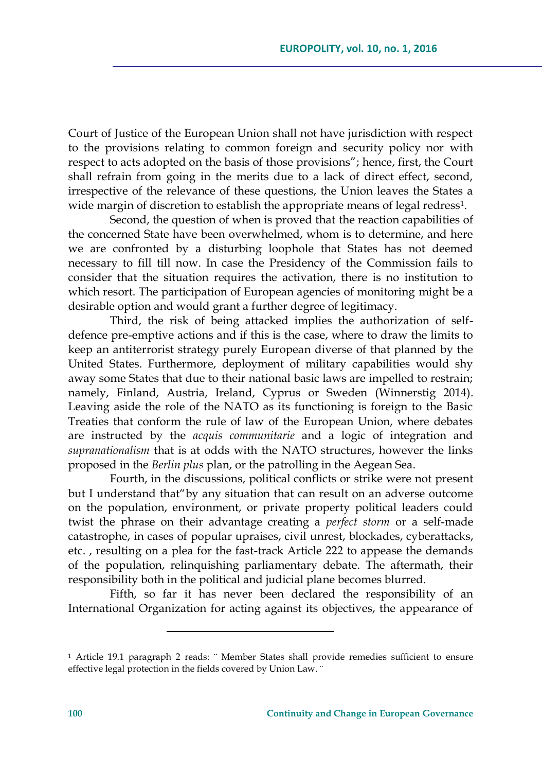Court of Justice of the European Union shall not have jurisdiction with respect to the provisions relating to common foreign and security policy nor with respect to acts adopted on the basis of those provisions"; hence, first, the Court shall refrain from going in the merits due to a lack of direct effect, second, irrespective of the relevance of these questions, the Union leaves the States a wide margin of discretion to establish the appropriate means of legal redress[1].

Second, the question of when is proved that the reaction capabilities of the concerned State have been overwhelmed, whom is to determine, and here we are confronted by a disturbing loophole that States has not deemed necessary to fill till now. In case the Presidency of the Commission fails to consider that the situation requires the activation, there is no institution to which resort. The participation of European agencies of monitoring might be a desirable option and would grant a further degree of legitimacy.

Third, the risk of being attacked implies the authorization of self-defence pre-emptive actions and if this is the case, where to draw the limits to keep an antiterrorist strategy purely European diverse of that planned by the United States. Furthermore, deployment of military capabilities would shy away some States that due to their national basic laws are impelled to restrain; namely, Finland, Austria, Ireland, Cyprus or Sweden (Winnerstig 2014). Leaving aside the role of the NATO as its functioning is foreign to the Basic Treaties that conform the rule of law of the European Union, where debates are instructed by the *acquis communitarie* and a logic of integration and *supranationalism* that is at odds with the NATO structures, however the links proposed in the *Berlin plus* plan, or the patrolling in the Aegean Sea.

Fourth, in the discussions, political conflicts or strike were not present but I understand that"by any situation that can result on an adverse outcome on the population, environment, or private property political leaders could twist the phrase on their advantage creating a *perfect storm* or a self-made catastrophe, in cases of popular upraises, civil unrest, blockades, cyberattacks, etc. , resulting on a plea for the fast-track Article 222 to appease the demands of the population, relinquishing parliamentary debate. The aftermath, their responsibility both in the political and judicial plane becomes blurred.

Fifth, so far it has never been declared the responsibility of an International Organization for acting against its objectives, the appearance of

---

[1] Article 19.1 paragraph 2 reads: ¨ Member States shall provide remedies sufficient to ensure effective legal protection in the fields covered by Union Law. ¨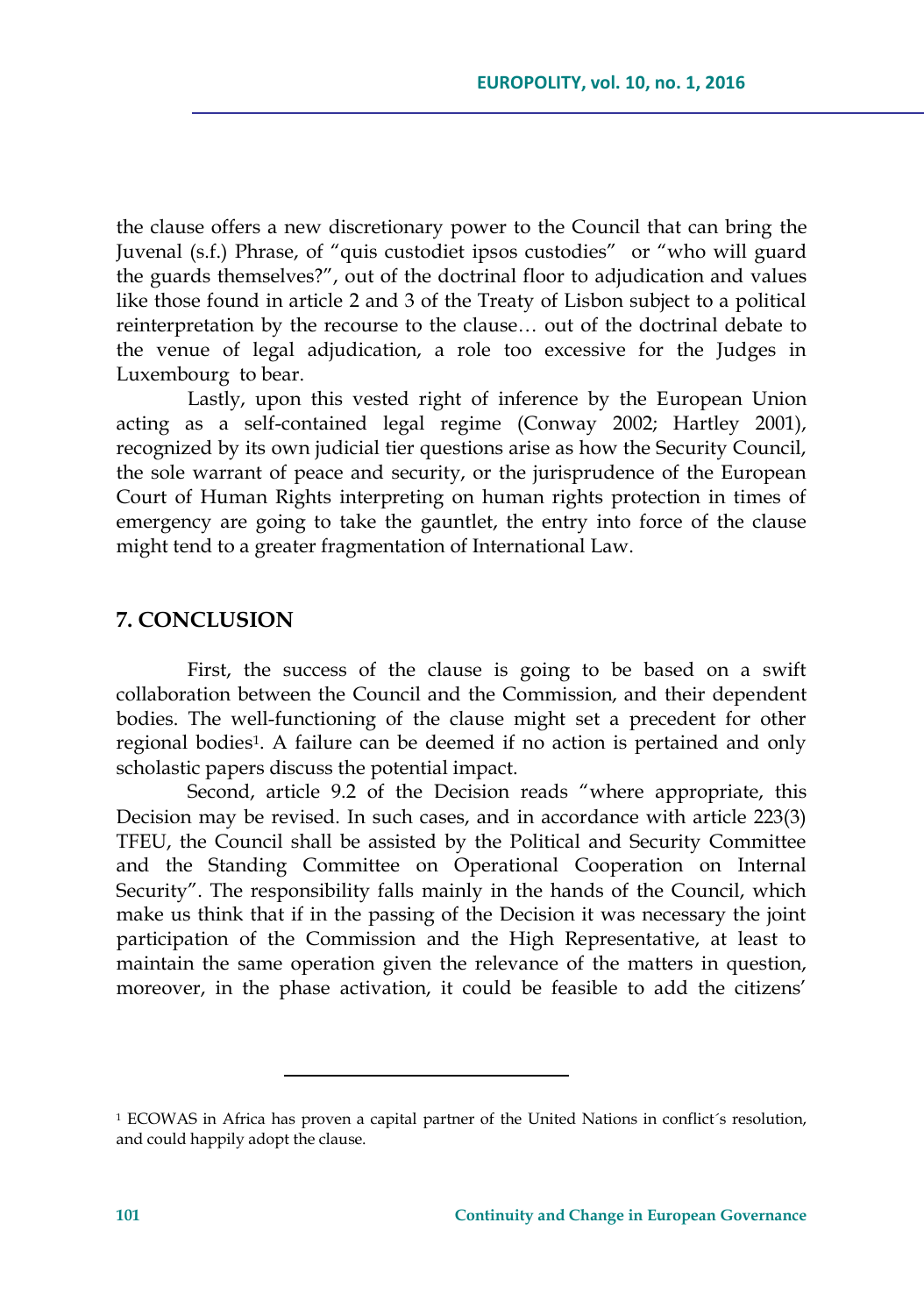the clause offers a new discretionary power to the Council that can bring the Juvenal (s.f.) Phrase, of "quis custodiet ipsos custodies" or "who will guard the guards themselves?", out of the doctrinal floor to adjudication and values like those found in article 2 and 3 of the Treaty of Lisbon subject to a political reinterpretation by the recourse to the clause… out of the doctrinal debate to the venue of legal adjudication, a role too excessive for the Judges in Luxembourg to bear.

Lastly, upon this vested right of inference by the European Union acting as a self-contained legal regime (Conway 2002; Hartley 2001), recognized by its own judicial tier questions arise as how the Security Council, the sole warrant of peace and security, or the jurisprudence of the European Court of Human Rights interpreting on human rights protection in times of emergency are going to take the gauntlet, the entry into force of the clause might tend to a greater fragmentation of International Law.

## 7. CONCLUSION

First, the success of the clause is going to be based on a swift collaboration between the Council and the Commission, and their dependent bodies. The well-functioning of the clause might set a precedent for other regional bodies[1]. A failure can be deemed if no action is pertained and only scholastic papers discuss the potential impact.

Second, article 9.2 of the Decision reads "where appropriate, this Decision may be revised. In such cases, and in accordance with article 223(3) TFEU, the Council shall be assisted by the Political and Security Committee and the Standing Committee on Operational Cooperation on Internal Security". The responsibility falls mainly in the hands of the Council, which make us think that if in the passing of the Decision it was necessary the joint participation of the Commission and the High Representative, at least to maintain the same operation given the relevance of the matters in question, moreover, in the phase activation, it could be feasible to add the citizens'

---

[1] ECOWAS in Africa has proven a capital partner of the United Nations in conflict´s resolution, and could happily adopt the clause.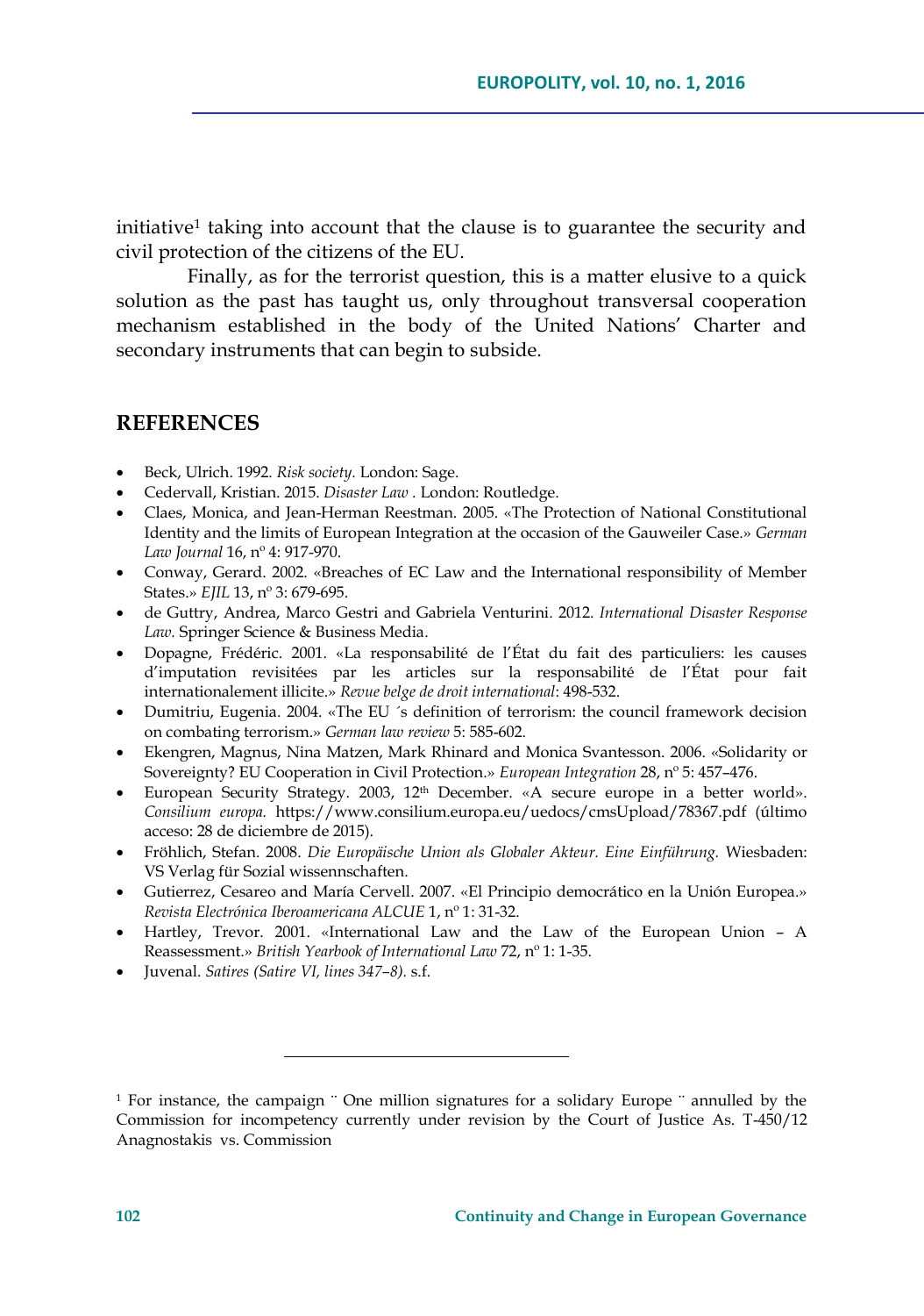initiative[1] taking into account that the clause is to guarantee the security and civil protection of the citizens of the EU.

Finally, as for the terrorist question, this is a matter elusive to a quick solution as the past has taught us, only throughout transversal cooperation mechanism established in the body of the United Nations' Charter and secondary instruments that can begin to subside.

## REFERENCES

- Beck, Ulrich. 1992. *Risk society.* London: Sage.
- Cedervall, Kristian. 2015. *Disaster Law* . London: Routledge.
- Claes, Monica, and Jean-Herman Reestman. 2005. «The Protection of National Constitutional Identity and the limits of European Integration at the occasion of the Gauweiler Case.» *German Law Journal* 16, nº 4: 917-970.
- Conway, Gerard. 2002. «Breaches of EC Law and the International responsibility of Member States.» *EJIL* 13, nº 3: 679-695.
- de Guttry, Andrea, Marco Gestri and Gabriela Venturini. 2012. *International Disaster Response Law.* Springer Science & Business Media.
- Dopagne, Frédéric. 2001. «La responsabilité de l'État du fait des particuliers: les causes d'imputation revisitées par les articles sur la responsabilité de l'État pour fait internationalement illicite.» *Revue belge de droit international*: 498-532.
- Dumitriu, Eugenia. 2004. «The EU ´s definition of terrorism: the council framework decision on combating terrorism.» *German law review* 5: 585-602.
- Ekengren, Magnus, Nina Matzen, Mark Rhinard and Monica Svantesson. 2006. «Solidarity or Sovereignty? EU Cooperation in Civil Protection.» *European Integration* 28, nº 5: 457–476.
- European Security Strategy. 2003, 12th December. «A secure europe in a better world». *Consilium europa.* https://www.consilium.europa.eu/uedocs/cmsUpload/78367.pdf (último acceso: 28 de diciembre de 2015).
- Fröhlich, Stefan. 2008. *Die Europäische Union als Globaler Akteur. Eine Einführung.* Wiesbaden: VS Verlag für Sozial wissennschaften.
- Gutierrez, Cesareo and María Cervell. 2007. «El Principio democrático en la Unión Europea.» *Revista Electrónica Iberoamericana ALCUE* 1, nº 1: 31-32.
- Hartley, Trevor. 2001. «International Law and the Law of the European Union – A Reassessment.» *British Yearbook of International Law* 72, nº 1: 1-35.
- Juvenal. *Satires (Satire VI, lines 347–8).* s.f.

---

[1] For instance, the campaign ¨ One million signatures for a solidary Europe ¨ annulled by the Commission for incompetency currently under revision by the Court of Justice As. T-450/12 Anagnostakis vs. Commission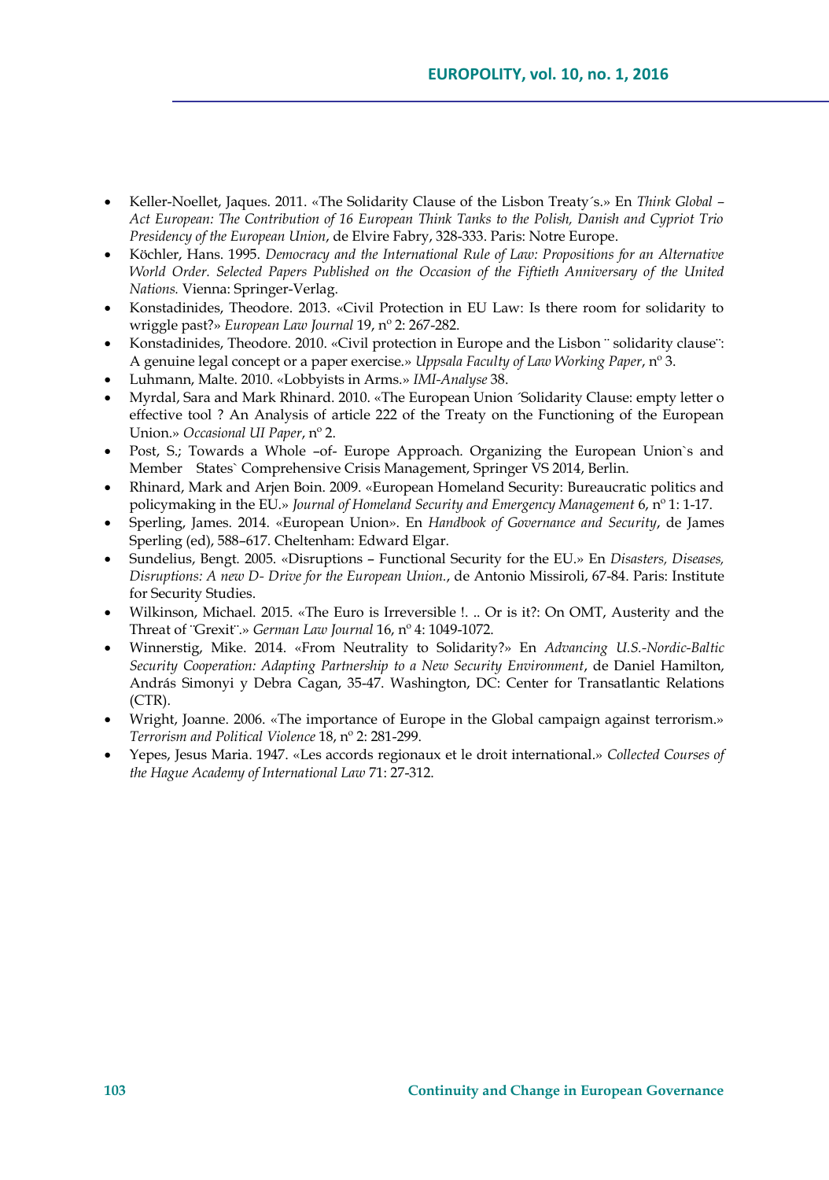- Keller-Noellet, Jaques. 2011. «The Solidarity Clause of the Lisbon Treaty´s.» En *Think Global – Act European: The Contribution of 16 European Think Tanks to the Polish, Danish and Cypriot Trio Presidency of the European Union*, de Elvire Fabry, 328-333. Paris: Notre Europe.
- Köchler, Hans. 1995. *Democracy and the International Rule of Law: Propositions for an Alternative World Order. Selected Papers Published on the Occasion of the Fiftieth Anniversary of the United Nations.* Vienna: Springer-Verlag.
- Konstadinides, Theodore. 2013. «Civil Protection in EU Law: Is there room for solidarity to wriggle past?» *European Law Journal* 19, nº 2: 267-282.
- Konstadinides, Theodore. 2010. «Civil protection in Europe and the Lisbon ¨ solidarity clause¨: A genuine legal concept or a paper exercise.» *Uppsala Faculty of Law Working Paper*, nº 3.
- Luhmann, Malte. 2010. «Lobbyists in Arms.» *IMI-Analyse* 38.
- Myrdal, Sara and Mark Rhinard. 2010. «The European Union ´Solidarity Clause: empty letter o effective tool ? An Analysis of article 222 of the Treaty on the Functioning of the European Union.» *Occasional UI Paper*, nº 2.
- Post, S.; Towards a Whole –of- Europe Approach. Organizing the European Union`s and Member States` Comprehensive Crisis Management, Springer VS 2014, Berlin.
- Rhinard, Mark and Arjen Boin. 2009. «European Homeland Security: Bureaucratic politics and policymaking in the EU.» *Journal of Homeland Security and Emergency Management* 6, nº 1: 1-17.
- Sperling, James. 2014. «European Union». En *Handbook of Governance and Security*, de James Sperling (ed), 588–617. Cheltenham: Edward Elgar.
- Sundelius, Bengt. 2005. «Disruptions – Functional Security for the EU.» En *Disasters, Diseases, Disruptions: A new D- Drive for the European Union.*, de Antonio Missiroli, 67-84. Paris: Institute for Security Studies.
- Wilkinson, Michael. 2015. «The Euro is Irreversible !. .. Or is it?: On OMT, Austerity and the Threat of ¨Grexit¨.» *German Law Journal* 16, nº 4: 1049-1072.
- Winnerstig, Mike. 2014. «From Neutrality to Solidarity?» En *Advancing U.S.-Nordic-Baltic Security Cooperation: Adapting Partnership to a New Security Environment*, de Daniel Hamilton, András Simonyi y Debra Cagan, 35-47. Washington, DC: Center for Transatlantic Relations (CTR).
- Wright, Joanne. 2006. «The importance of Europe in the Global campaign against terrorism.» *Terrorism and Political Violence* 18, nº 2: 281-299.
- Yepes, Jesus Maria. 1947. «Les accords regionaux et le droit international.» *Collected Courses of the Hague Academy of International Law* 71: 27-312.